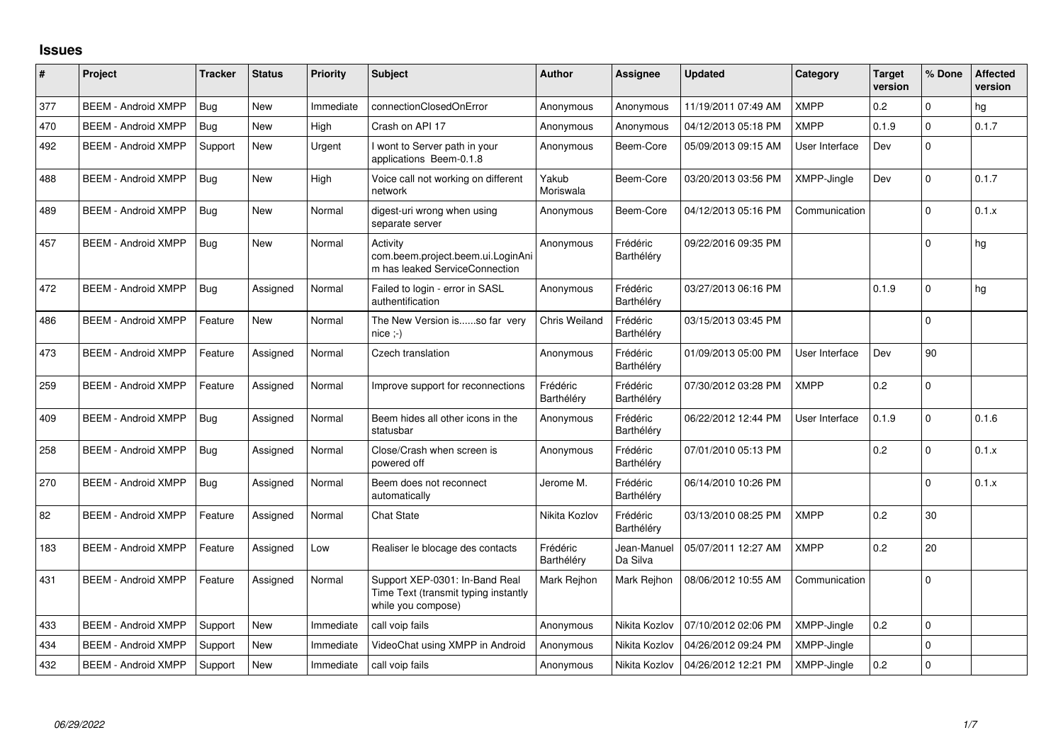# Issues

| # | Project | Tracker | Status | Priority | Subject | Author | Assignee | Updated | Category | Target version | % Done | Affected version |
|---|---|---|---|---|---|---|---|---|---|---|---|---|
| 377 | BEEM - Android XMPP | Bug | New | Immediate | connectionClosedOnError | Anonymous | Anonymous | 11/19/2011 07:49 AM | XMPP | 0.2 | 0 | hg |
| 470 | BEEM - Android XMPP | Bug | New | High | Crash on API 17 | Anonymous | Anonymous | 04/12/2013 05:18 PM | XMPP | 0.1.9 | 0 | 0.1.7 |
| 492 | BEEM - Android XMPP | Support | New | Urgent | I wont to Server path in your applications Beem-0.1.8 | Anonymous | Beem-Core | 05/09/2013 09:15 AM | User Interface | Dev | 0 | |
| 488 | BEEM - Android XMPP | Bug | New | High | Voice call not working on different network | Yakub Moriswala | Beem-Core | 03/20/2013 03:56 PM | XMPP-Jingle | Dev | 0 | 0.1.7 |
| 489 | BEEM - Android XMPP | Bug | New | Normal | digest-uri wrong when using separate server | Anonymous | Beem-Core | 04/12/2013 05:16 PM | Communication | | 0 | 0.1.x |
| 457 | BEEM - Android XMPP | Bug | New | Normal | Activity com.beem.project.beem.ui.LoginAnim has leaked ServiceConnection | Anonymous | Frédéric Barthéléry | 09/22/2016 09:35 PM | | | 0 | hg |
| 472 | BEEM - Android XMPP | Bug | Assigned | Normal | Failed to login - error in SASL authentification | Anonymous | Frédéric Barthéléry | 03/27/2013 06:16 PM | | 0.1.9 | 0 | hg |
| 486 | BEEM - Android XMPP | Feature | New | Normal | The New Version is......so far very nice ;-) | Chris Weiland | Frédéric Barthéléry | 03/15/2013 03:45 PM | | | 0 | |
| 473 | BEEM - Android XMPP | Feature | Assigned | Normal | Czech translation | Anonymous | Frédéric Barthéléry | 01/09/2013 05:00 PM | User Interface | Dev | 90 | |
| 259 | BEEM - Android XMPP | Feature | Assigned | Normal | Improve support for reconnections | Frédéric Barthéléry | Frédéric Barthéléry | 07/30/2012 03:28 PM | XMPP | 0.2 | 0 | |
| 409 | BEEM - Android XMPP | Bug | Assigned | Normal | Beem hides all other icons in the statusbar | Anonymous | Frédéric Barthéléry | 06/22/2012 12:44 PM | User Interface | 0.1.9 | 0 | 0.1.6 |
| 258 | BEEM - Android XMPP | Bug | Assigned | Normal | Close/Crash when screen is powered off | Anonymous | Frédéric Barthéléry | 07/01/2010 05:13 PM | | 0.2 | 0 | 0.1.x |
| 270 | BEEM - Android XMPP | Bug | Assigned | Normal | Beem does not reconnect automatically | Jerome M. | Frédéric Barthéléry | 06/14/2010 10:26 PM | | | 0 | 0.1.x |
| 82 | BEEM - Android XMPP | Feature | Assigned | Normal | Chat State | Nikita Kozlov | Frédéric Barthéléry | 03/13/2010 08:25 PM | XMPP | 0.2 | 30 | |
| 183 | BEEM - Android XMPP | Feature | Assigned | Low | Realiser le blocage des contacts | Frédéric Barthéléry | Jean-Manuel Da Silva | 05/07/2011 12:27 AM | XMPP | 0.2 | 20 | |
| 431 | BEEM - Android XMPP | Feature | Assigned | Normal | Support XEP-0301: In-Band Real Time Text (transmit typing instantly while you compose) | Mark Rejhon | Mark Rejhon | 08/06/2012 10:55 AM | Communication | | 0 | |
| 433 | BEEM - Android XMPP | Support | New | Immediate | call voip fails | Anonymous | Nikita Kozlov | 07/10/2012 02:06 PM | XMPP-Jingle | 0.2 | 0 | |
| 434 | BEEM - Android XMPP | Support | New | Immediate | VideoChat using XMPP in Android | Anonymous | Nikita Kozlov | 04/26/2012 09:24 PM | XMPP-Jingle | | 0 | |
| 432 | BEEM - Android XMPP | Support | New | Immediate | call voip fails | Anonymous | Nikita Kozlov | 04/26/2012 12:21 PM | XMPP-Jingle | 0.2 | 0 | |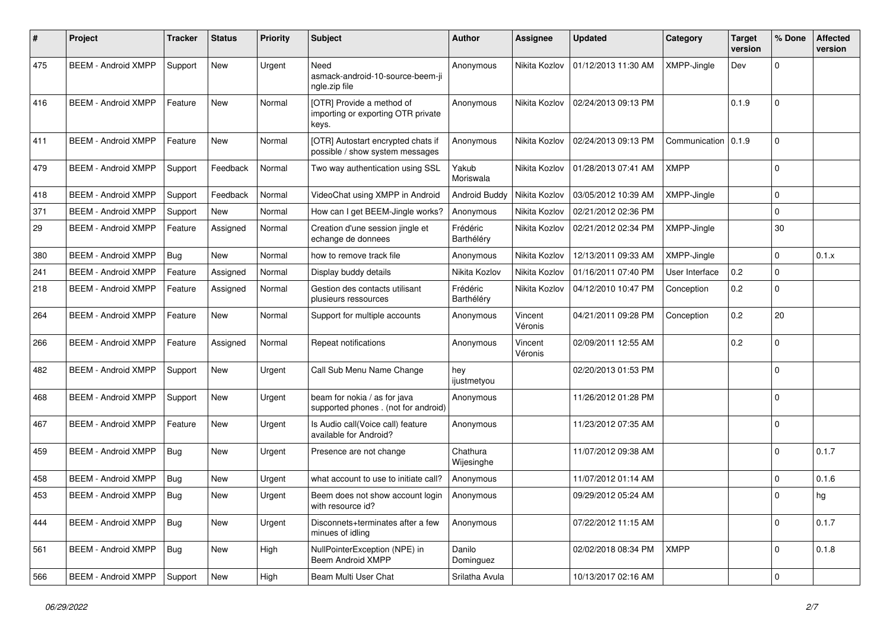| # | Project | Tracker | Status | Priority | Subject | Author | Assignee | Updated | Category | Target version | % Done | Affected version |
|---|---|---|---|---|---|---|---|---|---|---|---|---|
| 475 | BEEM - Android XMPP | Support | New | Urgent | Need asmack-android-10-source-beem-jingle.zip file | Anonymous | Nikita Kozlov | 01/12/2013 11:30 AM | XMPP-Jingle | Dev | 0 | |
| 416 | BEEM - Android XMPP | Feature | New | Normal | [OTR] Provide a method of importing or exporting OTR private keys. | Anonymous | Nikita Kozlov | 02/24/2013 09:13 PM | | 0.1.9 | 0 | |
| 411 | BEEM - Android XMPP | Feature | New | Normal | [OTR] Autostart encrypted chats if possible / show system messages | Anonymous | Nikita Kozlov | 02/24/2013 09:13 PM | Communication | 0.1.9 | 0 | |
| 479 | BEEM - Android XMPP | Support | Feedback | Normal | Two way authentication using SSL | Yakub Moriswala | Nikita Kozlov | 01/28/2013 07:41 AM | XMPP | | 0 | |
| 418 | BEEM - Android XMPP | Support | Feedback | Normal | VideoChat using XMPP in Android | Android Buddy | Nikita Kozlov | 03/05/2012 10:39 AM | XMPP-Jingle | | 0 | |
| 371 | BEEM - Android XMPP | Support | New | Normal | How can I get BEEM-Jingle works? | Anonymous | Nikita Kozlov | 02/21/2012 02:36 PM | | | 0 | |
| 29 | BEEM - Android XMPP | Feature | Assigned | Normal | Creation d'une session jingle et echange de donnees | Frédéric Barthéléry | Nikita Kozlov | 02/21/2012 02:34 PM | XMPP-Jingle | | 30 | |
| 380 | BEEM - Android XMPP | Bug | New | Normal | how to remove track file | Anonymous | Nikita Kozlov | 12/13/2011 09:33 AM | XMPP-Jingle | | 0 | 0.1.x |
| 241 | BEEM - Android XMPP | Feature | Assigned | Normal | Display buddy details | Nikita Kozlov | Nikita Kozlov | 01/16/2011 07:40 PM | User Interface | 0.2 | 0 | |
| 218 | BEEM - Android XMPP | Feature | Assigned | Normal | Gestion des contacts utilisant plusieurs ressources | Frédéric Barthéléry | Nikita Kozlov | 04/12/2010 10:47 PM | Conception | 0.2 | 0 | |
| 264 | BEEM - Android XMPP | Feature | New | Normal | Support for multiple accounts | Anonymous | Vincent Véronis | 04/21/2011 09:28 PM | Conception | 0.2 | 20 | |
| 266 | BEEM - Android XMPP | Feature | Assigned | Normal | Repeat notifications | Anonymous | Vincent Véronis | 02/09/2011 12:55 AM | | 0.2 | 0 | |
| 482 | BEEM - Android XMPP | Support | New | Urgent | Call Sub Menu Name Change | hey ijustmetyou | | 02/20/2013 01:53 PM | | | 0 | |
| 468 | BEEM - Android XMPP | Support | New | Urgent | beam for nokia / as for java supported phones . (not for android) | Anonymous | | 11/26/2012 01:28 PM | | | 0 | |
| 467 | BEEM - Android XMPP | Feature | New | Urgent | Is Audio call(Voice call) feature available for Android? | Anonymous | | 11/23/2012 07:35 AM | | | 0 | |
| 459 | BEEM - Android XMPP | Bug | New | Urgent | Presence are not change | Chathura Wijesinghe | | 11/07/2012 09:38 AM | | | 0 | 0.1.7 |
| 458 | BEEM - Android XMPP | Bug | New | Urgent | what account to use to initiate call? | Anonymous | | 11/07/2012 01:14 AM | | | 0 | 0.1.6 |
| 453 | BEEM - Android XMPP | Bug | New | Urgent | Beem does not show account login with resource id? | Anonymous | | 09/29/2012 05:24 AM | | | 0 | hg |
| 444 | BEEM - Android XMPP | Bug | New | Urgent | Disconnets+terminates after a few minues of idling | Anonymous | | 07/22/2012 11:15 AM | | | 0 | 0.1.7 |
| 561 | BEEM - Android XMPP | Bug | New | High | NullPointerException (NPE) in Beem Android XMPP | Danilo Dominguez | | 02/02/2018 08:34 PM | XMPP | | 0 | 0.1.8 |
| 566 | BEEM - Android XMPP | Support | New | High | Beam Multi User Chat | Srilatha Avula | | 10/13/2017 02:16 AM | | | 0 | |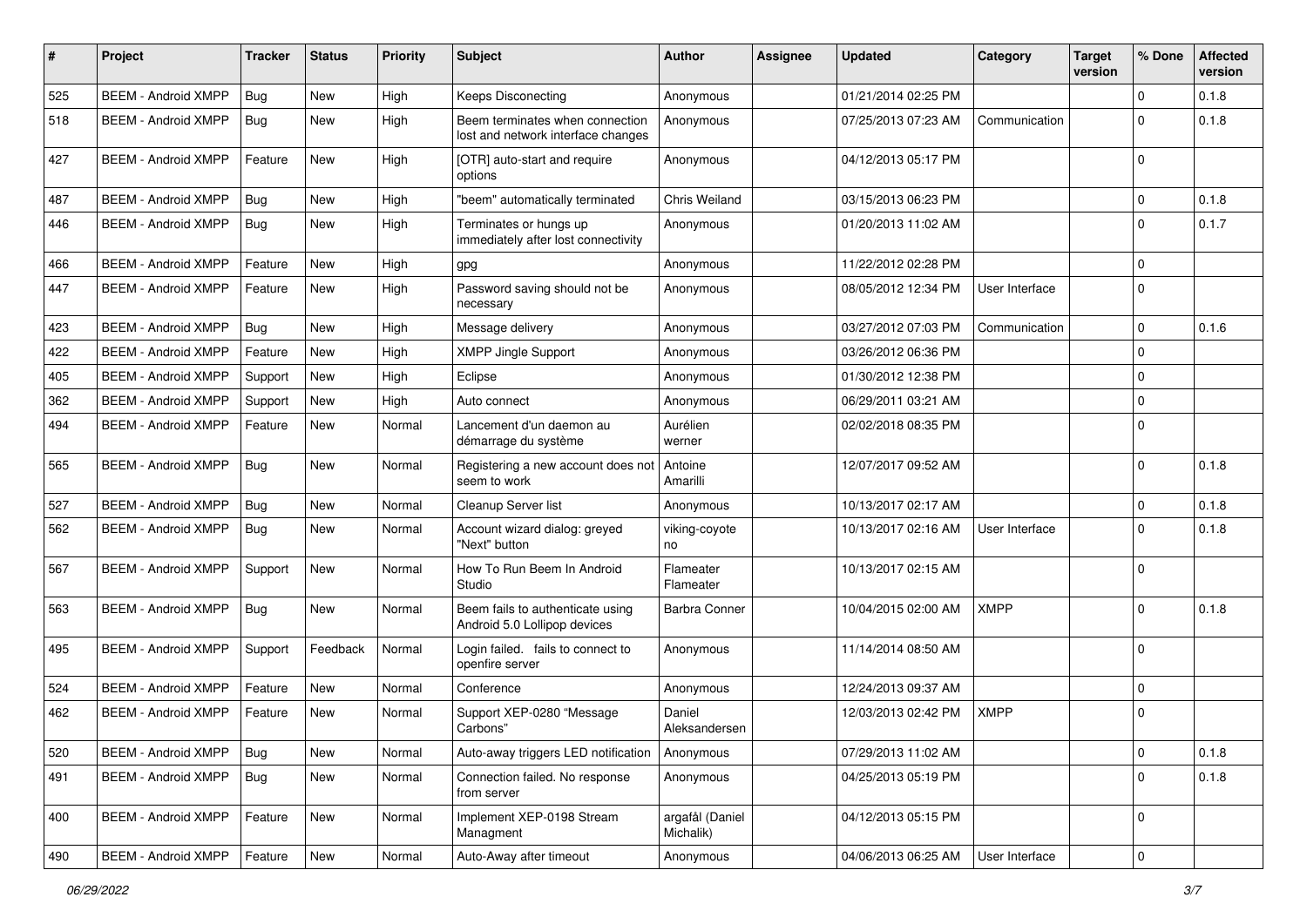| # | Project | Tracker | Status | Priority | Subject | Author | Assignee | Updated | Category | Target version | % Done | Affected version |
|---|---|---|---|---|---|---|---|---|---|---|---|---|
| 525 | BEEM - Android XMPP | Bug | New | High | Keeps Disconecting | Anonymous | | 01/21/2014 02:25 PM | | | 0 | 0.1.8 |
| 518 | BEEM - Android XMPP | Bug | New | High | Beem terminates when connection lost and network interface changes | Anonymous | | 07/25/2013 07:23 AM | Communication | | 0 | 0.1.8 |
| 427 | BEEM - Android XMPP | Feature | New | High | [OTR] auto-start and require options | Anonymous | | 04/12/2013 05:17 PM | | | 0 | |
| 487 | BEEM - Android XMPP | Bug | New | High | "beem" automatically terminated | Chris Weiland | | 03/15/2013 06:23 PM | | | 0 | 0.1.8 |
| 446 | BEEM - Android XMPP | Bug | New | High | Terminates or hungs up immediately after lost connectivity | Anonymous | | 01/20/2013 11:02 AM | | | 0 | 0.1.7 |
| 466 | BEEM - Android XMPP | Feature | New | High | gpg | Anonymous | | 11/22/2012 02:28 PM | | | 0 | |
| 447 | BEEM - Android XMPP | Feature | New | High | Password saving should not be necessary | Anonymous | | 08/05/2012 12:34 PM | User Interface | | 0 | |
| 423 | BEEM - Android XMPP | Bug | New | High | Message delivery | Anonymous | | 03/27/2012 07:03 PM | Communication | | 0 | 0.1.6 |
| 422 | BEEM - Android XMPP | Feature | New | High | XMPP Jingle Support | Anonymous | | 03/26/2012 06:36 PM | | | 0 | |
| 405 | BEEM - Android XMPP | Support | New | High | Eclipse | Anonymous | | 01/30/2012 12:38 PM | | | 0 | |
| 362 | BEEM - Android XMPP | Support | New | High | Auto connect | Anonymous | | 06/29/2011 03:21 AM | | | 0 | |
| 494 | BEEM - Android XMPP | Feature | New | Normal | Lancement d'un daemon au démarrage du système | Aurélien werner | | 02/02/2018 08:35 PM | | | 0 | |
| 565 | BEEM - Android XMPP | Bug | New | Normal | Registering a new account does not seem to work | Antoine Amarilli | | 12/07/2017 09:52 AM | | | 0 | 0.1.8 |
| 527 | BEEM - Android XMPP | Bug | New | Normal | Cleanup Server list | Anonymous | | 10/13/2017 02:17 AM | | | 0 | 0.1.8 |
| 562 | BEEM - Android XMPP | Bug | New | Normal | Account wizard dialog: greyed "Next" button | viking-coyote no | | 10/13/2017 02:16 AM | User Interface | | 0 | 0.1.8 |
| 567 | BEEM - Android XMPP | Support | New | Normal | How To Run Beem In Android Studio | Flameater Flameater | | 10/13/2017 02:15 AM | | | 0 | |
| 563 | BEEM - Android XMPP | Bug | New | Normal | Beem fails to authenticate using Android 5.0 Lollipop devices | Barbra Conner | | 10/04/2015 02:00 AM | XMPP | | 0 | 0.1.8 |
| 495 | BEEM - Android XMPP | Support | Feedback | Normal | Login failed. fails to connect to openfire server | Anonymous | | 11/14/2014 08:50 AM | | | 0 | |
| 524 | BEEM - Android XMPP | Feature | New | Normal | Conference | Anonymous | | 12/24/2013 09:37 AM | | | 0 | |
| 462 | BEEM - Android XMPP | Feature | New | Normal | Support XEP-0280 "Message Carbons" | Daniel Aleksandersen | | 12/03/2013 02:42 PM | XMPP | | 0 | |
| 520 | BEEM - Android XMPP | Bug | New | Normal | Auto-away triggers LED notification | Anonymous | | 07/29/2013 11:02 AM | | | 0 | 0.1.8 |
| 491 | BEEM - Android XMPP | Bug | New | Normal | Connection failed. No response from server | Anonymous | | 04/25/2013 05:19 PM | | | 0 | 0.1.8 |
| 400 | BEEM - Android XMPP | Feature | New | Normal | Implement XEP-0198 Stream Managment | argafål (Daniel Michalik) | | 04/12/2013 05:15 PM | | | 0 | |
| 490 | BEEM - Android XMPP | Feature | New | Normal | Auto-Away after timeout | Anonymous | | 04/06/2013 06:25 AM | User Interface | | 0 | |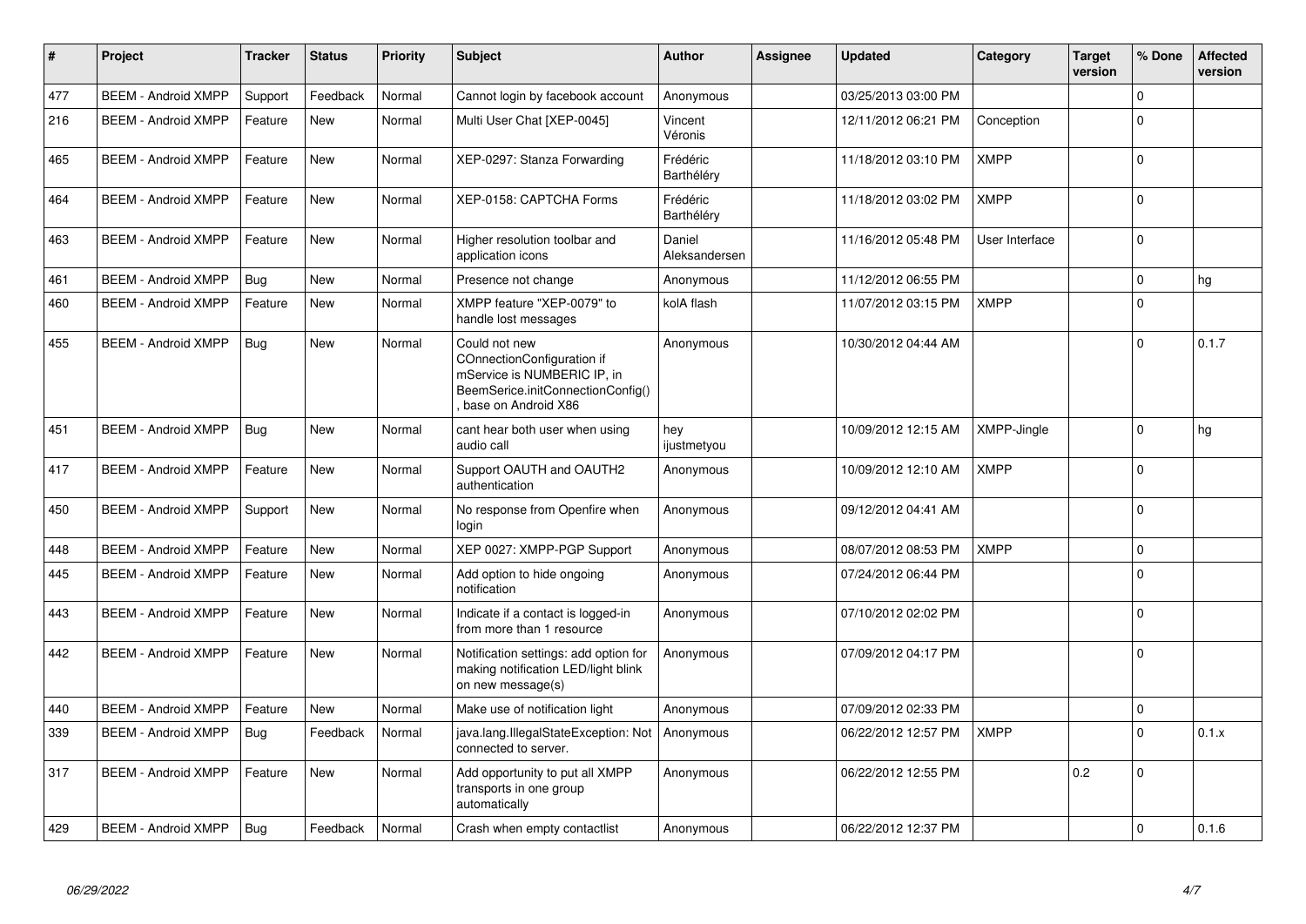| # | Project | Tracker | Status | Priority | Subject | Author | Assignee | Updated | Category | Target version | % Done | Affected version |
|---|---|---|---|---|---|---|---|---|---|---|---|---|
| 477 | BEEM - Android XMPP | Support | Feedback | Normal | Cannot login by facebook account | Anonymous | | 03/25/2013 03:00 PM | | | 0 | |
| 216 | BEEM - Android XMPP | Feature | New | Normal | Multi User Chat [XEP-0045] | Vincent Véronis | | 12/11/2012 06:21 PM | Conception | | 0 | |
| 465 | BEEM - Android XMPP | Feature | New | Normal | XEP-0297: Stanza Forwarding | Frédéric Barthéléry | | 11/18/2012 03:10 PM | XMPP | | 0 | |
| 464 | BEEM - Android XMPP | Feature | New | Normal | XEP-0158: CAPTCHA Forms | Frédéric Barthéléry | | 11/18/2012 03:02 PM | XMPP | | 0 | |
| 463 | BEEM - Android XMPP | Feature | New | Normal | Higher resolution toolbar and application icons | Daniel Aleksandersen | | 11/16/2012 05:48 PM | User Interface | | 0 | |
| 461 | BEEM - Android XMPP | Bug | New | Normal | Presence not change | Anonymous | | 11/12/2012 06:55 PM | | | 0 | hg |
| 460 | BEEM - Android XMPP | Feature | New | Normal | XMPP feature "XEP-0079" to handle lost messages | kolA flash | | 11/07/2012 03:15 PM | XMPP | | 0 | |
| 455 | BEEM - Android XMPP | Bug | New | Normal | Could not new COnnectionConfiguration if mService is NUMBERIC IP, in BeemSerice.initConnectionConfig() , base on Android X86 | Anonymous | | 10/30/2012 04:44 AM | | | 0 | 0.1.7 |
| 451 | BEEM - Android XMPP | Bug | New | Normal | cant hear both user when using audio call | hey ijustmetyou | | 10/09/2012 12:15 AM | XMPP-Jingle | | 0 | hg |
| 417 | BEEM - Android XMPP | Feature | New | Normal | Support OAUTH and OAUTH2 authentication | Anonymous | | 10/09/2012 12:10 AM | XMPP | | 0 | |
| 450 | BEEM - Android XMPP | Support | New | Normal | No response from Openfire when login | Anonymous | | 09/12/2012 04:41 AM | | | 0 | |
| 448 | BEEM - Android XMPP | Feature | New | Normal | XEP 0027: XMPP-PGP Support | Anonymous | | 08/07/2012 08:53 PM | XMPP | | 0 | |
| 445 | BEEM - Android XMPP | Feature | New | Normal | Add option to hide ongoing notification | Anonymous | | 07/24/2012 06:44 PM | | | 0 | |
| 443 | BEEM - Android XMPP | Feature | New | Normal | Indicate if a contact is logged-in from more than 1 resource | Anonymous | | 07/10/2012 02:02 PM | | | 0 | |
| 442 | BEEM - Android XMPP | Feature | New | Normal | Notification settings: add option for making notification LED/light blink on new message(s) | Anonymous | | 07/09/2012 04:17 PM | | | 0 | |
| 440 | BEEM - Android XMPP | Feature | New | Normal | Make use of notification light | Anonymous | | 07/09/2012 02:33 PM | | | 0 | |
| 339 | BEEM - Android XMPP | Bug | Feedback | Normal | java.lang.IllegalStateException: Not connected to server. | Anonymous | | 06/22/2012 12:57 PM | XMPP | | 0 | 0.1.x |
| 317 | BEEM - Android XMPP | Feature | New | Normal | Add opportunity to put all XMPP transports in one group automatically | Anonymous | | 06/22/2012 12:55 PM | | 0.2 | 0 | |
| 429 | BEEM - Android XMPP | Bug | Feedback | Normal | Crash when empty contactlist | Anonymous | | 06/22/2012 12:37 PM | | | 0 | 0.1.6 |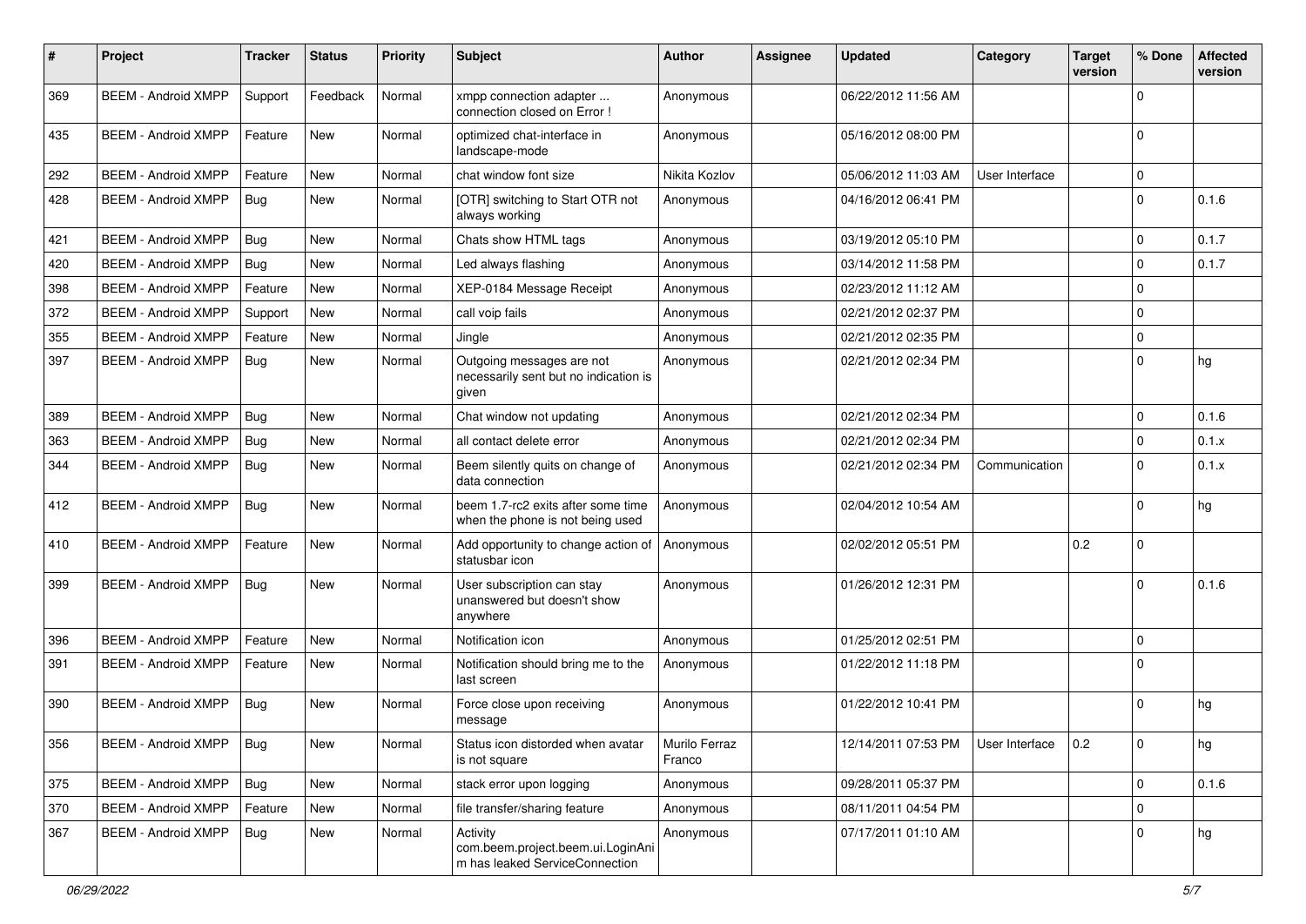| # | Project | Tracker | Status | Priority | Subject | Author | Assignee | Updated | Category | Target version | % Done | Affected version |
|---|---|---|---|---|---|---|---|---|---|---|---|---|
| 369 | BEEM - Android XMPP | Support | Feedback | Normal | xmpp connection adapter ... connection closed on Error ! | Anonymous | | 06/22/2012 11:56 AM | | | 0 | |
| 435 | BEEM - Android XMPP | Feature | New | Normal | optimized chat-interface in landscape-mode | Anonymous | | 05/16/2012 08:00 PM | | | 0 | |
| 292 | BEEM - Android XMPP | Feature | New | Normal | chat window font size | Nikita Kozlov | | 05/06/2012 11:03 AM | User Interface | | 0 | |
| 428 | BEEM - Android XMPP | Bug | New | Normal | [OTR] switching to Start OTR not always working | Anonymous | | 04/16/2012 06:41 PM | | | 0 | 0.1.6 |
| 421 | BEEM - Android XMPP | Bug | New | Normal | Chats show HTML tags | Anonymous | | 03/19/2012 05:10 PM | | | 0 | 0.1.7 |
| 420 | BEEM - Android XMPP | Bug | New | Normal | Led always flashing | Anonymous | | 03/14/2012 11:58 PM | | | 0 | 0.1.7 |
| 398 | BEEM - Android XMPP | Feature | New | Normal | XEP-0184 Message Receipt | Anonymous | | 02/23/2012 11:12 AM | | | 0 | |
| 372 | BEEM - Android XMPP | Support | New | Normal | call voip fails | Anonymous | | 02/21/2012 02:37 PM | | | 0 | |
| 355 | BEEM - Android XMPP | Feature | New | Normal | Jingle | Anonymous | | 02/21/2012 02:35 PM | | | 0 | |
| 397 | BEEM - Android XMPP | Bug | New | Normal | Outgoing messages are not necessarily sent but no indication is given | Anonymous | | 02/21/2012 02:34 PM | | | 0 | hg |
| 389 | BEEM - Android XMPP | Bug | New | Normal | Chat window not updating | Anonymous | | 02/21/2012 02:34 PM | | | 0 | 0.1.6 |
| 363 | BEEM - Android XMPP | Bug | New | Normal | all contact delete error | Anonymous | | 02/21/2012 02:34 PM | | | 0 | 0.1.x |
| 344 | BEEM - Android XMPP | Bug | New | Normal | Beem silently quits on change of data connection | Anonymous | | 02/21/2012 02:34 PM | Communication | | 0 | 0.1.x |
| 412 | BEEM - Android XMPP | Bug | New | Normal | beem 1.7-rc2 exits after some time when the phone is not being used | Anonymous | | 02/04/2012 10:54 AM | | | 0 | hg |
| 410 | BEEM - Android XMPP | Feature | New | Normal | Add opportunity to change action of statusbar icon | Anonymous | | 02/02/2012 05:51 PM | | 0.2 | 0 | |
| 399 | BEEM - Android XMPP | Bug | New | Normal | User subscription can stay unanswered but doesn't show anywhere | Anonymous | | 01/26/2012 12:31 PM | | | 0 | 0.1.6 |
| 396 | BEEM - Android XMPP | Feature | New | Normal | Notification icon | Anonymous | | 01/25/2012 02:51 PM | | | 0 | |
| 391 | BEEM - Android XMPP | Feature | New | Normal | Notification should bring me to the last screen | Anonymous | | 01/22/2012 11:18 PM | | | 0 | |
| 390 | BEEM - Android XMPP | Bug | New | Normal | Force close upon receiving message | Anonymous | | 01/22/2012 10:41 PM | | | 0 | hg |
| 356 | BEEM - Android XMPP | Bug | New | Normal | Status icon distorded when avatar is not square | Murilo Ferraz Franco | | 12/14/2011 07:53 PM | User Interface | 0.2 | 0 | hg |
| 375 | BEEM - Android XMPP | Bug | New | Normal | stack error upon logging | Anonymous | | 09/28/2011 05:37 PM | | | 0 | 0.1.6 |
| 370 | BEEM - Android XMPP | Feature | New | Normal | file transfer/sharing feature | Anonymous | | 08/11/2011 04:54 PM | | | 0 | |
| 367 | BEEM - Android XMPP | Bug | New | Normal | Activity com.beem.project.beem.ui.LoginAnim has leaked ServiceConnection | Anonymous | | 07/17/2011 01:10 AM | | | 0 | hg |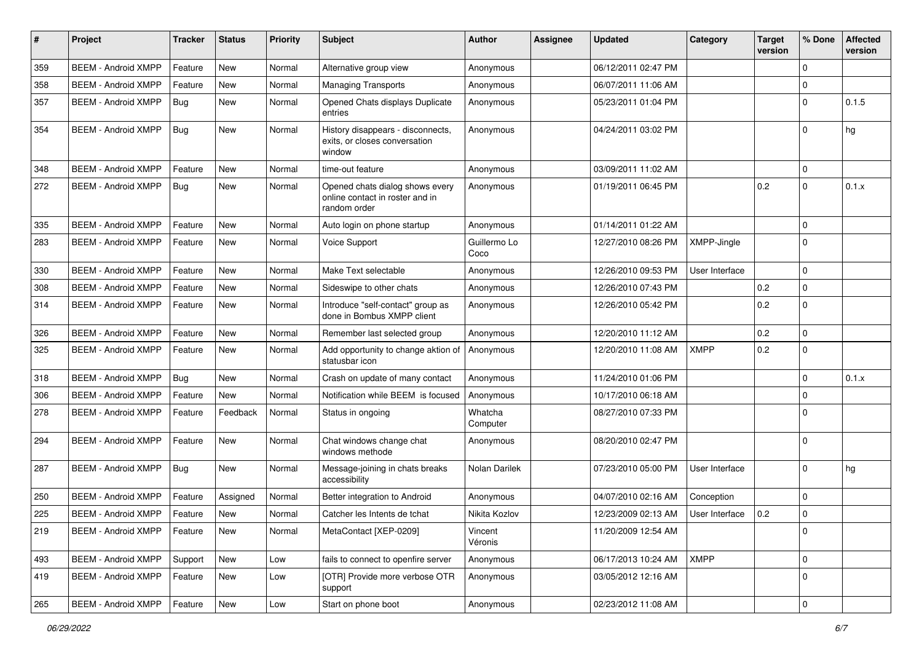| # | Project | Tracker | Status | Priority | Subject | Author | Assignee | Updated | Category | Target version | % Done | Affected version |
|---|---|---|---|---|---|---|---|---|---|---|---|---|
| 359 | BEEM - Android XMPP | Feature | New | Normal | Alternative group view | Anonymous | | 06/12/2011 02:47 PM | | | 0 | |
| 358 | BEEM - Android XMPP | Feature | New | Normal | Managing Transports | Anonymous | | 06/07/2011 11:06 AM | | | 0 | |
| 357 | BEEM - Android XMPP | Bug | New | Normal | Opened Chats displays Duplicate entries | Anonymous | | 05/23/2011 01:04 PM | | | 0 | 0.1.5 |
| 354 | BEEM - Android XMPP | Bug | New | Normal | History disappears - disconnects, exits, or closes conversation window | Anonymous | | 04/24/2011 03:02 PM | | | 0 | hg |
| 348 | BEEM - Android XMPP | Feature | New | Normal | time-out feature | Anonymous | | 03/09/2011 11:02 AM | | | 0 | |
| 272 | BEEM - Android XMPP | Bug | New | Normal | Opened chats dialog shows every online contact in roster and in random order | Anonymous | | 01/19/2011 06:45 PM | | 0.2 | 0 | 0.1.x |
| 335 | BEEM - Android XMPP | Feature | New | Normal | Auto login on phone startup | Anonymous | | 01/14/2011 01:22 AM | | | 0 | |
| 283 | BEEM - Android XMPP | Feature | New | Normal | Voice Support | Guillermo Lo Coco | | 12/27/2010 08:26 PM | XMPP-Jingle | | 0 | |
| 330 | BEEM - Android XMPP | Feature | New | Normal | Make Text selectable | Anonymous | | 12/26/2010 09:53 PM | User Interface | | 0 | |
| 308 | BEEM - Android XMPP | Feature | New | Normal | Sideswipe to other chats | Anonymous | | 12/26/2010 07:43 PM | | 0.2 | 0 | |
| 314 | BEEM - Android XMPP | Feature | New | Normal | Introduce "self-contact" group as done in Bombus XMPP client | Anonymous | | 12/26/2010 05:42 PM | | 0.2 | 0 | |
| 326 | BEEM - Android XMPP | Feature | New | Normal | Remember last selected group | Anonymous | | 12/20/2010 11:12 AM | | 0.2 | 0 | |
| 325 | BEEM - Android XMPP | Feature | New | Normal | Add opportunity to change aktion of statusbar icon | Anonymous | | 12/20/2010 11:08 AM | XMPP | 0.2 | 0 | |
| 318 | BEEM - Android XMPP | Bug | New | Normal | Crash on update of many contact | Anonymous | | 11/24/2010 01:06 PM | | | 0 | 0.1.x |
| 306 | BEEM - Android XMPP | Feature | New | Normal | Notification while BEEM is focused | Anonymous | | 10/17/2010 06:18 AM | | | 0 | |
| 278 | BEEM - Android XMPP | Feature | Feedback | Normal | Status in ongoing | Whatcha Computer | | 08/27/2010 07:33 PM | | | 0 | |
| 294 | BEEM - Android XMPP | Feature | New | Normal | Chat windows change chat windows methode | Anonymous | | 08/20/2010 02:47 PM | | | 0 | |
| 287 | BEEM - Android XMPP | Bug | New | Normal | Message-joining in chats breaks accessibility | Nolan Darilek | | 07/23/2010 05:00 PM | User Interface | | 0 | hg |
| 250 | BEEM - Android XMPP | Feature | Assigned | Normal | Better integration to Android | Anonymous | | 04/07/2010 02:16 AM | Conception | | 0 | |
| 225 | BEEM - Android XMPP | Feature | New | Normal | Catcher les Intents de tchat | Nikita Kozlov | | 12/23/2009 02:13 AM | User Interface | 0.2 | 0 | |
| 219 | BEEM - Android XMPP | Feature | New | Normal | MetaContact [XEP-0209] | Vincent Véronis | | 11/20/2009 12:54 AM | | | 0 | |
| 493 | BEEM - Android XMPP | Support | New | Low | fails to connect to openfire server | Anonymous | | 06/17/2013 10:24 AM | XMPP | | 0 | |
| 419 | BEEM - Android XMPP | Feature | New | Low | [OTR] Provide more verbose OTR support | Anonymous | | 03/05/2012 12:16 AM | | | 0 | |
| 265 | BEEM - Android XMPP | Feature | New | Low | Start on phone boot | Anonymous | | 02/23/2012 11:08 AM | | | 0 | |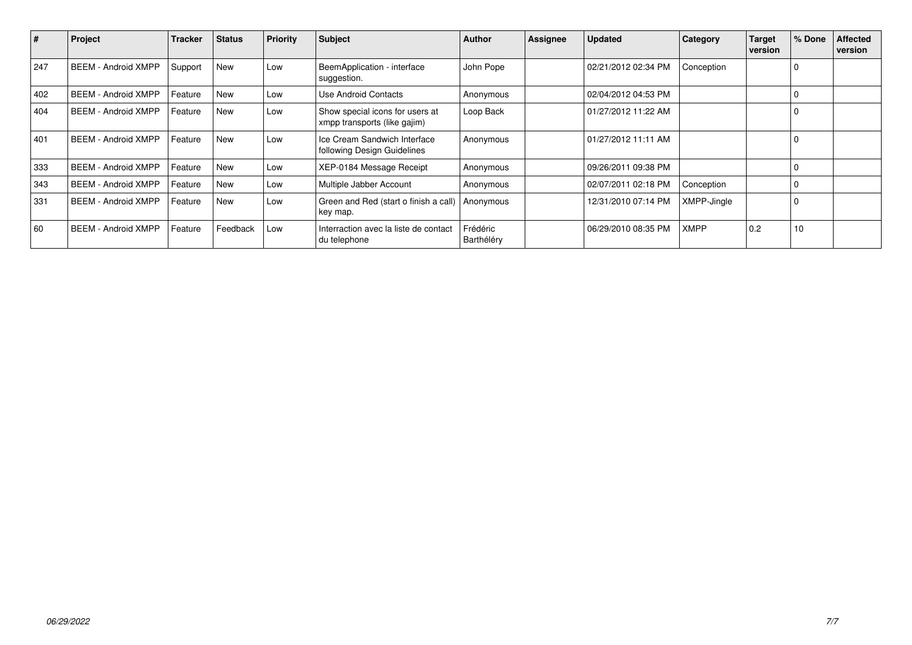| # | Project | Tracker | Status | Priority | Subject | Author | Assignee | Updated | Category | Target version | % Done | Affected version |
|---|---|---|---|---|---|---|---|---|---|---|---|---|
| 247 | BEEM - Android XMPP | Support | New | Low | BeemApplication - interface suggestion. | John Pope | | 02/21/2012 02:34 PM | Conception | | 0 | |
| 402 | BEEM - Android XMPP | Feature | New | Low | Use Android Contacts | Anonymous | | 02/04/2012 04:53 PM | | | 0 | |
| 404 | BEEM - Android XMPP | Feature | New | Low | Show special icons for users at xmpp transports (like gajim) | Loop Back | | 01/27/2012 11:22 AM | | | 0 | |
| 401 | BEEM - Android XMPP | Feature | New | Low | Ice Cream Sandwich Interface following Design Guidelines | Anonymous | | 01/27/2012 11:11 AM | | | 0 | |
| 333 | BEEM - Android XMPP | Feature | New | Low | XEP-0184 Message Receipt | Anonymous | | 09/26/2011 09:38 PM | | | 0 | |
| 343 | BEEM - Android XMPP | Feature | New | Low | Multiple Jabber Account | Anonymous | | 02/07/2011 02:18 PM | Conception | | 0 | |
| 331 | BEEM - Android XMPP | Feature | New | Low | Green and Red (start o finish a call) key map. | Anonymous | | 12/31/2010 07:14 PM | XMPP-Jingle | | 0 | |
| 60 | BEEM - Android XMPP | Feature | Feedback | Low | Interraction avec la liste de contact du telephone | Frédéric Barthéléry | | 06/29/2010 08:35 PM | XMPP | 0.2 | 10 | |